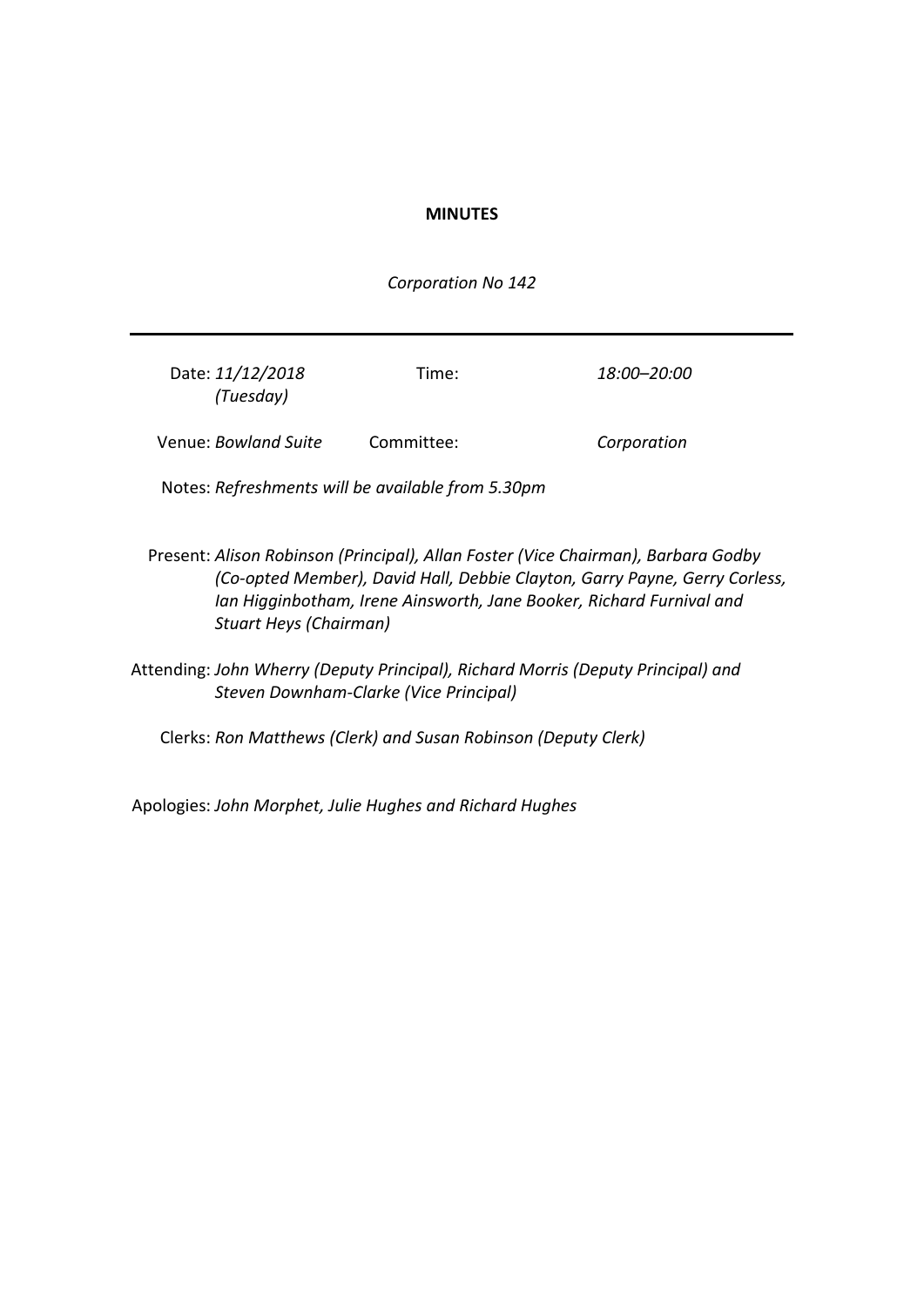**MINUTES**

*Corporation No 142*

---

| | | | |
|---|---|---|---|
| Date: | *11/12/2018 (Tuesday)* | Time: | *18:00–20:00* |
| Venue: | *Bowland Suite* | Committee: | *Corporation* |

Notes: *Refreshments will be available from 5.30pm*

Present: *Alison Robinson (Principal), Allan Foster (Vice Chairman), Barbara Godby (Co-opted Member), David Hall, Debbie Clayton, Garry Payne, Gerry Corless, Ian Higginbotham, Irene Ainsworth, Jane Booker, Richard Furnival and Stuart Heys (Chairman)*

Attending: *John Wherry (Deputy Principal), Richard Morris (Deputy Principal) and Steven Downham-Clarke (Vice Principal)*

Clerks: *Ron Matthews (Clerk) and Susan Robinson (Deputy Clerk)*

Apologies: *John Morphet, Julie Hughes and Richard Hughes*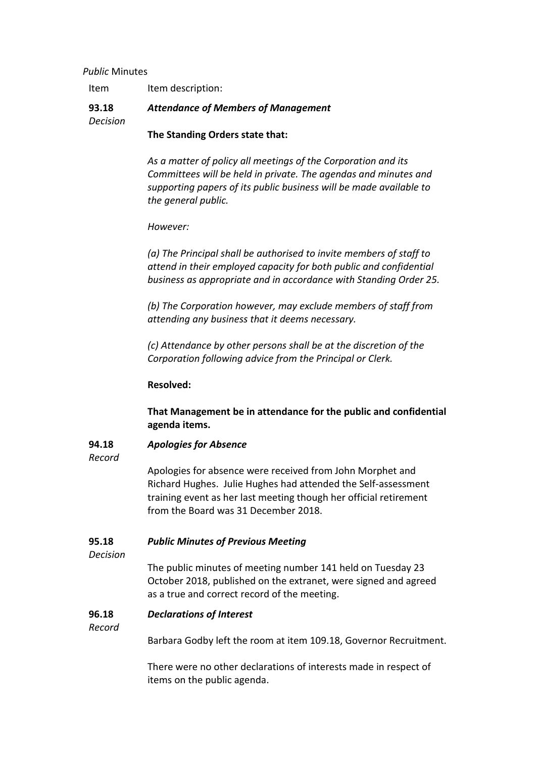*Public* Minutes

| Item | Item description: |
|---|---|
| **93.18** *Decision* | ***Attendance of Members of Management*** |

**The Standing Orders state that:**

*As a matter of policy all meetings of the Corporation and its Committees will be held in private. The agendas and minutes and supporting papers of its public business will be made available to the general public.*

*However:*

*(a) The Principal shall be authorised to invite members of staff to attend in their employed capacity for both public and confidential business as appropriate and in accordance with Standing Order 25.*

*(b) The Corporation however, may exclude members of staff from attending any business that it deems necessary.*

*(c) Attendance by other persons shall be at the discretion of the Corporation following advice from the Principal or Clerk.*

**Resolved:**

**That Management be in attendance for the public and confidential agenda items.**

**94.18** *Record* — ***Apologies for Absence***

Apologies for absence were received from John Morphet and Richard Hughes. Julie Hughes had attended the Self-assessment training event as her last meeting though her official retirement from the Board was 31 December 2018.

**95.18** *Decision* — ***Public Minutes of Previous Meeting***

The public minutes of meeting number 141 held on Tuesday 23 October 2018, published on the extranet, were signed and agreed as a true and correct record of the meeting.

**96.18** *Record* — ***Declarations of Interest***

Barbara Godby left the room at item 109.18, Governor Recruitment.

There were no other declarations of interests made in respect of items on the public agenda.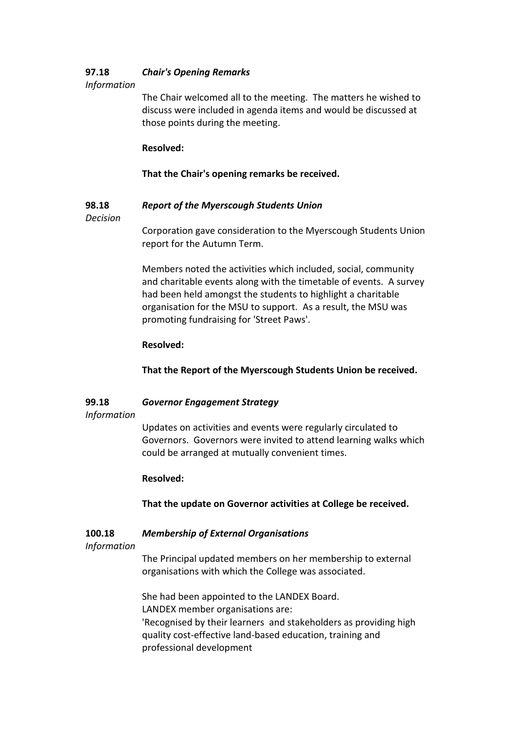**97.18** ***Chair's Opening Remarks***
*Information*

The Chair welcomed all to the meeting. The matters he wished to discuss were included in agenda items and would be discussed at those points during the meeting.

**Resolved:**

**That the Chair's opening remarks be received.**

**98.18** ***Report of the Myerscough Students Union***
*Decision*

Corporation gave consideration to the Myerscough Students Union report for the Autumn Term.

Members noted the activities which included, social, community and charitable events along with the timetable of events. A survey had been held amongst the students to highlight a charitable organisation for the MSU to support. As a result, the MSU was promoting fundraising for 'Street Paws'.

**Resolved:**

**That the Report of the Myerscough Students Union be received.**

**99.18** ***Governor Engagement Strategy***
*Information*

Updates on activities and events were regularly circulated to Governors. Governors were invited to attend learning walks which could be arranged at mutually convenient times.

**Resolved:**

**That the update on Governor activities at College be received.**

**100.18** ***Membership of External Organisations***
*Information*

The Principal updated members on her membership to external organisations with which the College was associated.

She had been appointed to the LANDEX Board.
LANDEX member organisations are:
'Recognised by their learners and stakeholders as providing high quality cost-effective land-based education, training and professional development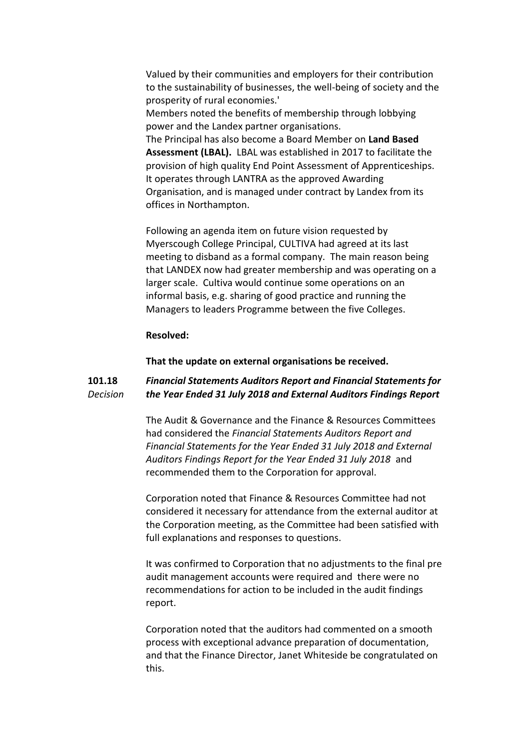Valued by their communities and employers for their contribution to the sustainability of businesses, the well-being of society and the prosperity of rural economies.'

Members noted the benefits of membership through lobbying power and the Landex partner organisations.

The Principal has also become a Board Member on **Land Based Assessment (LBAL).** LBAL was established in 2017 to facilitate the provision of high quality End Point Assessment of Apprenticeships. It operates through LANTRA as the approved Awarding Organisation, and is managed under contract by Landex from its offices in Northampton.

Following an agenda item on future vision requested by Myerscough College Principal, CULTIVA had agreed at its last meeting to disband as a formal company. The main reason being that LANDEX now had greater membership and was operating on a larger scale. Cultiva would continue some operations on an informal basis, e.g. sharing of good practice and running the Managers to leaders Programme between the five Colleges.

**Resolved:**

**That the update on external organisations be received.**

**101.18** *Decision*

***Financial Statements Auditors Report and Financial Statements for the Year Ended 31 July 2018 and External Auditors Findings Report***

The Audit & Governance and the Finance & Resources Committees had considered the *Financial Statements Auditors Report and Financial Statements for the Year Ended 31 July 2018 and External Auditors Findings Report for the Year Ended 31 July 2018* and recommended them to the Corporation for approval.

Corporation noted that Finance & Resources Committee had not considered it necessary for attendance from the external auditor at the Corporation meeting, as the Committee had been satisfied with full explanations and responses to questions.

It was confirmed to Corporation that no adjustments to the final pre audit management accounts were required and there were no recommendations for action to be included in the audit findings report.

Corporation noted that the auditors had commented on a smooth process with exceptional advance preparation of documentation, and that the Finance Director, Janet Whiteside be congratulated on this.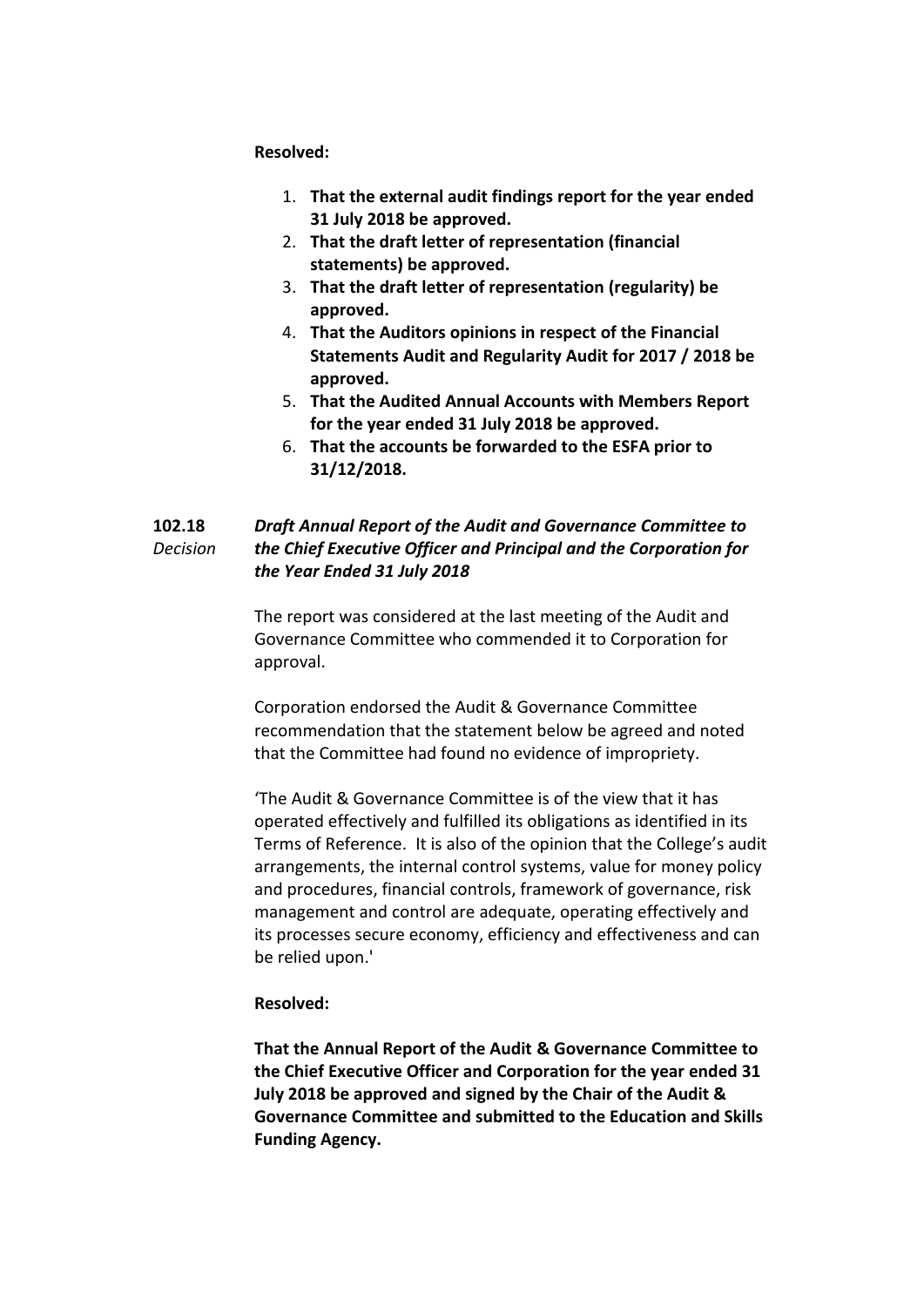**Resolved:**

1. **That the external audit findings report for the year ended 31 July 2018 be approved.**
2. **That the draft letter of representation (financial statements) be approved.**
3. **That the draft letter of representation (regularity) be approved.**
4. **That the Auditors opinions in respect of the Financial Statements Audit and Regularity Audit for 2017 / 2018 be approved.**
5. **That the Audited Annual Accounts with Members Report for the year ended 31 July 2018 be approved.**
6. **That the accounts be forwarded to the ESFA prior to 31/12/2018.**

**102.18** *Decision* ***Draft Annual Report of the Audit and Governance Committee to the Chief Executive Officer and Principal and the Corporation for the Year Ended 31 July 2018***

The report was considered at the last meeting of the Audit and Governance Committee who commended it to Corporation for approval.

Corporation endorsed the Audit & Governance Committee recommendation that the statement below be agreed and noted that the Committee had found no evidence of impropriety.

'The Audit & Governance Committee is of the view that it has operated effectively and fulfilled its obligations as identified in its Terms of Reference. It is also of the opinion that the College's audit arrangements, the internal control systems, value for money policy and procedures, financial controls, framework of governance, risk management and control are adequate, operating effectively and its processes secure economy, efficiency and effectiveness and can be relied upon.'

**Resolved:**

**That the Annual Report of the Audit & Governance Committee to the Chief Executive Officer and Corporation for the year ended 31 July 2018 be approved and signed by the Chair of the Audit & Governance Committee and submitted to the Education and Skills Funding Agency.**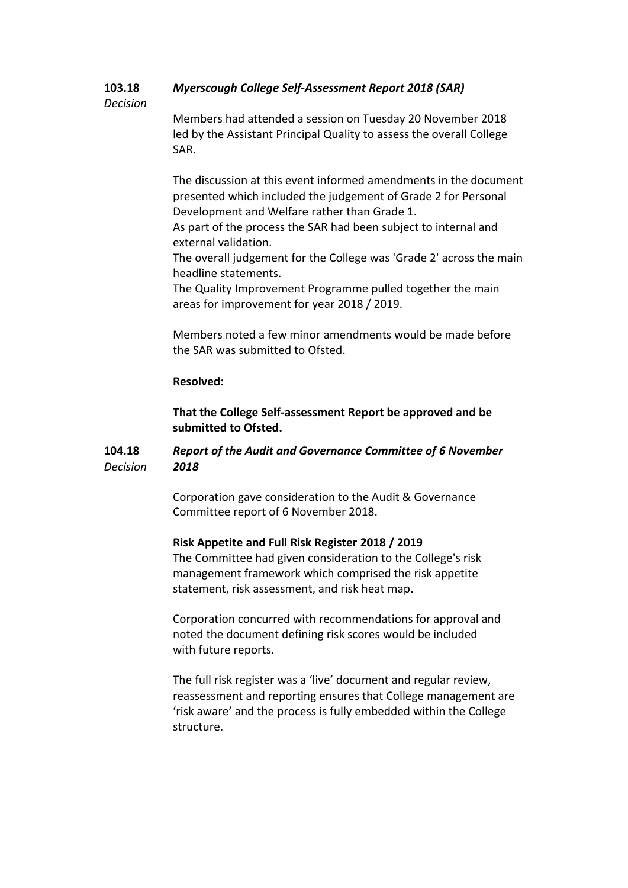**103.18** *Decision*

***Myerscough College Self-Assessment Report 2018 (SAR)***

Members had attended a session on Tuesday 20 November 2018 led by the Assistant Principal Quality to assess the overall College SAR.

The discussion at this event informed amendments in the document presented which included the judgement of Grade 2 for Personal Development and Welfare rather than Grade 1.
As part of the process the SAR had been subject to internal and external validation.
The overall judgement for the College was 'Grade 2' across the main headline statements.
The Quality Improvement Programme pulled together the main areas for improvement for year 2018 / 2019.

Members noted a few minor amendments would be made before the SAR was submitted to Ofsted.

**Resolved:**

**That the College Self-assessment Report be approved and be submitted to Ofsted.**

**104.18** *Decision*

***Report of the Audit and Governance Committee of 6 November 2018***

Corporation gave consideration to the Audit & Governance Committee report of 6 November 2018.

**Risk Appetite and Full Risk Register 2018 / 2019**
The Committee had given consideration to the College's risk management framework which comprised the risk appetite statement, risk assessment, and risk heat map.

Corporation concurred with recommendations for approval and noted the document defining risk scores would be included with future reports.

The full risk register was a 'live' document and regular review, reassessment and reporting ensures that College management are 'risk aware' and the process is fully embedded within the College structure.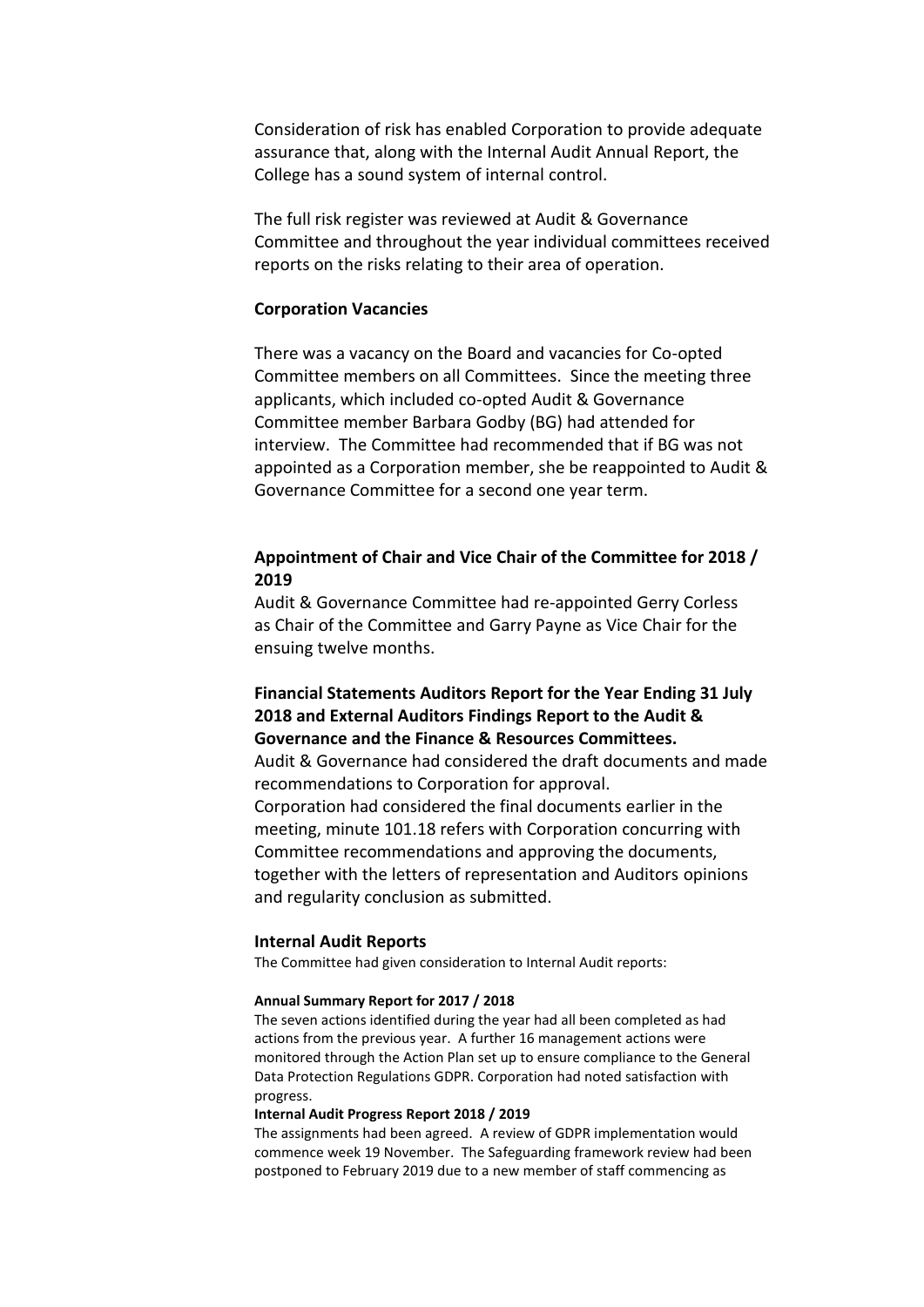Consideration of risk has enabled Corporation to provide adequate assurance that, along with the Internal Audit Annual Report, the College has a sound system of internal control.

The full risk register was reviewed at Audit & Governance Committee and throughout the year individual committees received reports on the risks relating to their area of operation.

**Corporation Vacancies**

There was a vacancy on the Board and vacancies for Co-opted Committee members on all Committees. Since the meeting three applicants, which included co-opted Audit & Governance Committee member Barbara Godby (BG) had attended for interview. The Committee had recommended that if BG was not appointed as a Corporation member, she be reappointed to Audit & Governance Committee for a second one year term.

**Appointment of Chair and Vice Chair of the Committee for 2018 / 2019**

Audit & Governance Committee had re-appointed Gerry Corless as Chair of the Committee and Garry Payne as Vice Chair for the ensuing twelve months.

**Financial Statements Auditors Report for the Year Ending 31 July 2018 and External Auditors Findings Report to the Audit & Governance and the Finance & Resources Committees.**

Audit & Governance had considered the draft documents and made recommendations to Corporation for approval.

Corporation had considered the final documents earlier in the meeting, minute 101.18 refers with Corporation concurring with Committee recommendations and approving the documents, together with the letters of representation and Auditors opinions and regularity conclusion as submitted.

**Internal Audit Reports**

The Committee had given consideration to Internal Audit reports:

**Annual Summary Report for 2017 / 2018**

The seven actions identified during the year had all been completed as had actions from the previous year. A further 16 management actions were monitored through the Action Plan set up to ensure compliance to the General Data Protection Regulations GDPR. Corporation had noted satisfaction with progress.

**Internal Audit Progress Report 2018 / 2019**

The assignments had been agreed. A review of GDPR implementation would commence week 19 November. The Safeguarding framework review had been postponed to February 2019 due to a new member of staff commencing as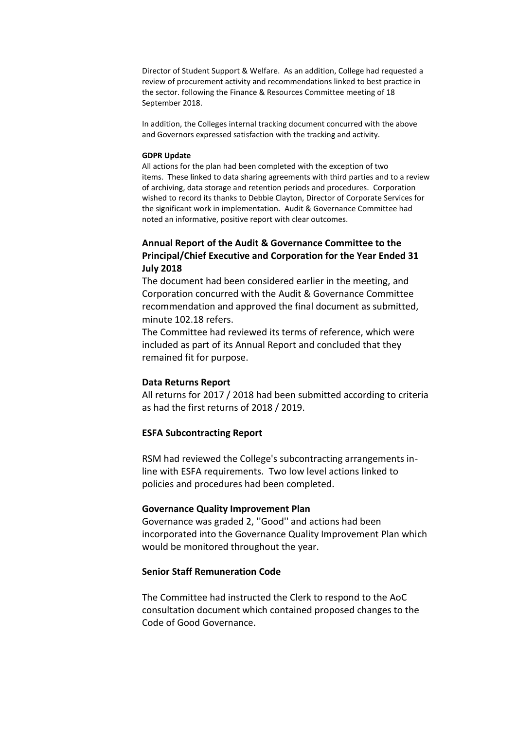Director of Student Support & Welfare. As an addition, College had requested a review of procurement activity and recommendations linked to best practice in the sector. following the Finance & Resources Committee meeting of 18 September 2018.

In addition, the Colleges internal tracking document concurred with the above and Governors expressed satisfaction with the tracking and activity.

**GDPR Update**

All actions for the plan had been completed with the exception of two items. These linked to data sharing agreements with third parties and to a review of archiving, data storage and retention periods and procedures. Corporation wished to record its thanks to Debbie Clayton, Director of Corporate Services for the significant work in implementation. Audit & Governance Committee had noted an informative, positive report with clear outcomes.

### Annual Report of the Audit & Governance Committee to the Principal/Chief Executive and Corporation for the Year Ended 31 July 2018

The document had been considered earlier in the meeting, and Corporation concurred with the Audit & Governance Committee recommendation and approved the final document as submitted, minute 102.18 refers.

The Committee had reviewed its terms of reference, which were included as part of its Annual Report and concluded that they remained fit for purpose.

**Data Returns Report**

All returns for 2017 / 2018 had been submitted according to criteria as had the first returns of 2018 / 2019.

**ESFA Subcontracting Report**

RSM had reviewed the College's subcontracting arrangements in-line with ESFA requirements. Two low level actions linked to policies and procedures had been completed.

**Governance Quality Improvement Plan**

Governance was graded 2, ''Good'' and actions had been incorporated into the Governance Quality Improvement Plan which would be monitored throughout the year.

**Senior Staff Remuneration Code**

The Committee had instructed the Clerk to respond to the AoC consultation document which contained proposed changes to the Code of Good Governance.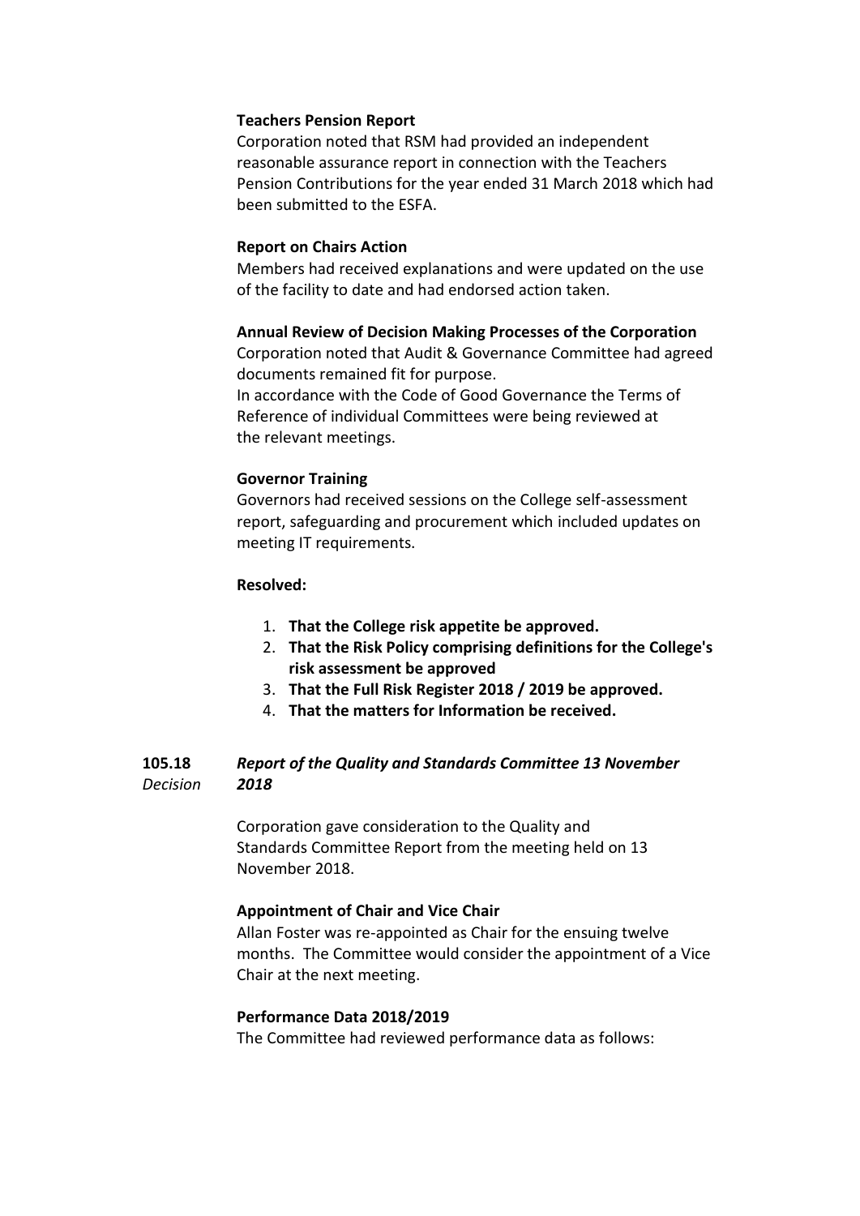**Teachers Pension Report**

Corporation noted that RSM had provided an independent reasonable assurance report in connection with the Teachers Pension Contributions for the year ended 31 March 2018 which had been submitted to the ESFA.

**Report on Chairs Action**

Members had received explanations and were updated on the use of the facility to date and had endorsed action taken.

**Annual Review of Decision Making Processes of the Corporation**

Corporation noted that Audit & Governance Committee had agreed documents remained fit for purpose.
In accordance with the Code of Good Governance the Terms of Reference of individual Committees were being reviewed at the relevant meetings.

**Governor Training**

Governors had received sessions on the College self-assessment report, safeguarding and procurement which included updates on meeting IT requirements.

**Resolved:**

1. **That the College risk appetite be approved.**
2. **That the Risk Policy comprising definitions for the College's risk assessment be approved**
3. **That the Full Risk Register 2018 / 2019 be approved.**
4. **That the matters for Information be received.**

**105.18** *Decision* ***Report of the Quality and Standards Committee 13 November 2018***

Corporation gave consideration to the Quality and Standards Committee Report from the meeting held on 13 November 2018.

**Appointment of Chair and Vice Chair**

Allan Foster was re-appointed as Chair for the ensuing twelve months. The Committee would consider the appointment of a Vice Chair at the next meeting.

**Performance Data 2018/2019**

The Committee had reviewed performance data as follows: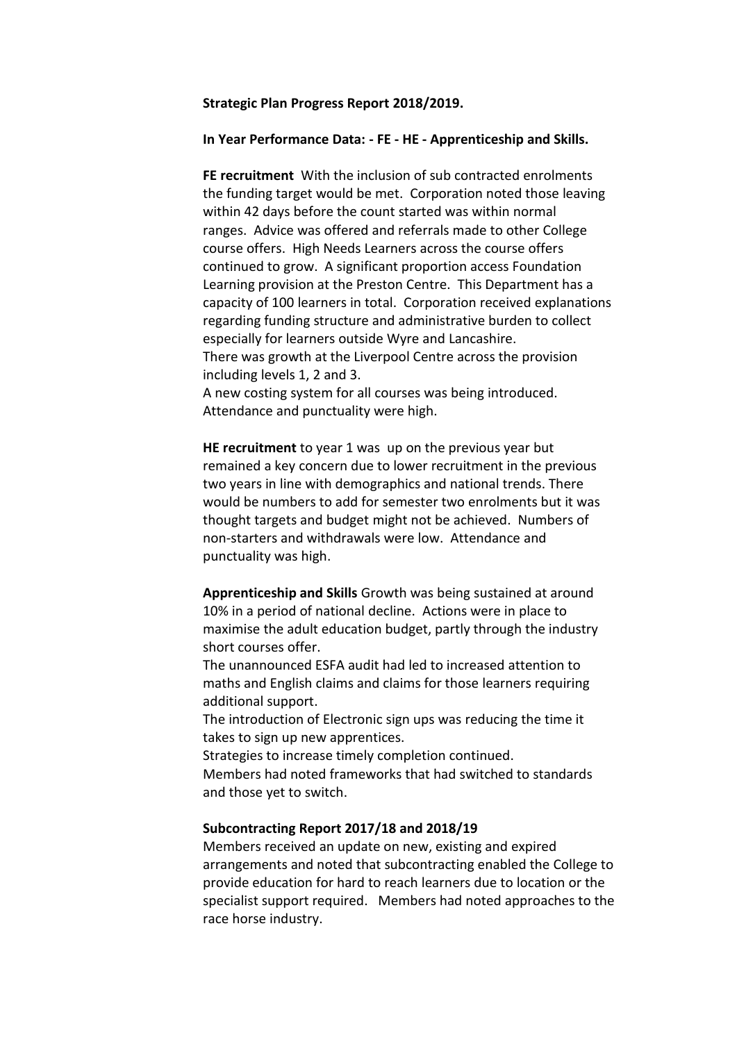**Strategic Plan Progress Report 2018/2019.**

**In Year Performance Data: - FE - HE - Apprenticeship and Skills.**

**FE recruitment** With the inclusion of sub contracted enrolments the funding target would be met. Corporation noted those leaving within 42 days before the count started was within normal ranges. Advice was offered and referrals made to other College course offers. High Needs Learners across the course offers continued to grow. A significant proportion access Foundation Learning provision at the Preston Centre. This Department has a capacity of 100 learners in total. Corporation received explanations regarding funding structure and administrative burden to collect especially for learners outside Wyre and Lancashire.
There was growth at the Liverpool Centre across the provision including levels 1, 2 and 3.
A new costing system for all courses was being introduced.
Attendance and punctuality were high.

**HE recruitment** to year 1 was up on the previous year but remained a key concern due to lower recruitment in the previous two years in line with demographics and national trends. There would be numbers to add for semester two enrolments but it was thought targets and budget might not be achieved. Numbers of non-starters and withdrawals were low. Attendance and punctuality was high.

**Apprenticeship and Skills** Growth was being sustained at around 10% in a period of national decline. Actions were in place to maximise the adult education budget, partly through the industry short courses offer.
The unannounced ESFA audit had led to increased attention to maths and English claims and claims for those learners requiring additional support.
The introduction of Electronic sign ups was reducing the time it takes to sign up new apprentices.
Strategies to increase timely completion continued.
Members had noted frameworks that had switched to standards and those yet to switch.

**Subcontracting Report 2017/18 and 2018/19**
Members received an update on new, existing and expired arrangements and noted that subcontracting enabled the College to provide education for hard to reach learners due to location or the specialist support required. Members had noted approaches to the race horse industry.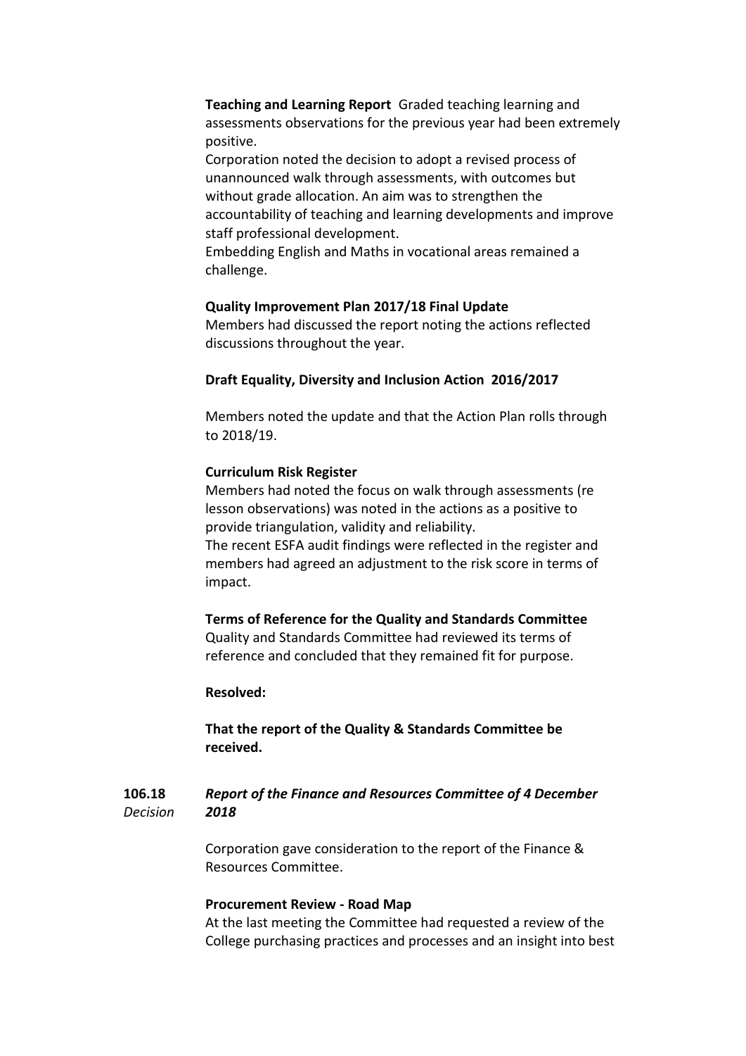**Teaching and Learning Report** Graded teaching learning and assessments observations for the previous year had been extremely positive.

Corporation noted the decision to adopt a revised process of unannounced walk through assessments, with outcomes but without grade allocation. An aim was to strengthen the accountability of teaching and learning developments and improve staff professional development.

Embedding English and Maths in vocational areas remained a challenge.

**Quality Improvement Plan 2017/18 Final Update**

Members had discussed the report noting the actions reflected discussions throughout the year.

**Draft Equality, Diversity and Inclusion Action 2016/2017**

Members noted the update and that the Action Plan rolls through to 2018/19.

**Curriculum Risk Register**

Members had noted the focus on walk through assessments (re lesson observations) was noted in the actions as a positive to provide triangulation, validity and reliability.

The recent ESFA audit findings were reflected in the register and members had agreed an adjustment to the risk score in terms of impact.

**Terms of Reference for the Quality and Standards Committee**

Quality and Standards Committee had reviewed its terms of reference and concluded that they remained fit for purpose.

**Resolved:**

**That the report of the Quality & Standards Committee be received.**

**106.18** *Decision* ***Report of the Finance and Resources Committee of 4 December 2018***

Corporation gave consideration to the report of the Finance & Resources Committee.

**Procurement Review - Road Map**

At the last meeting the Committee had requested a review of the College purchasing practices and processes and an insight into best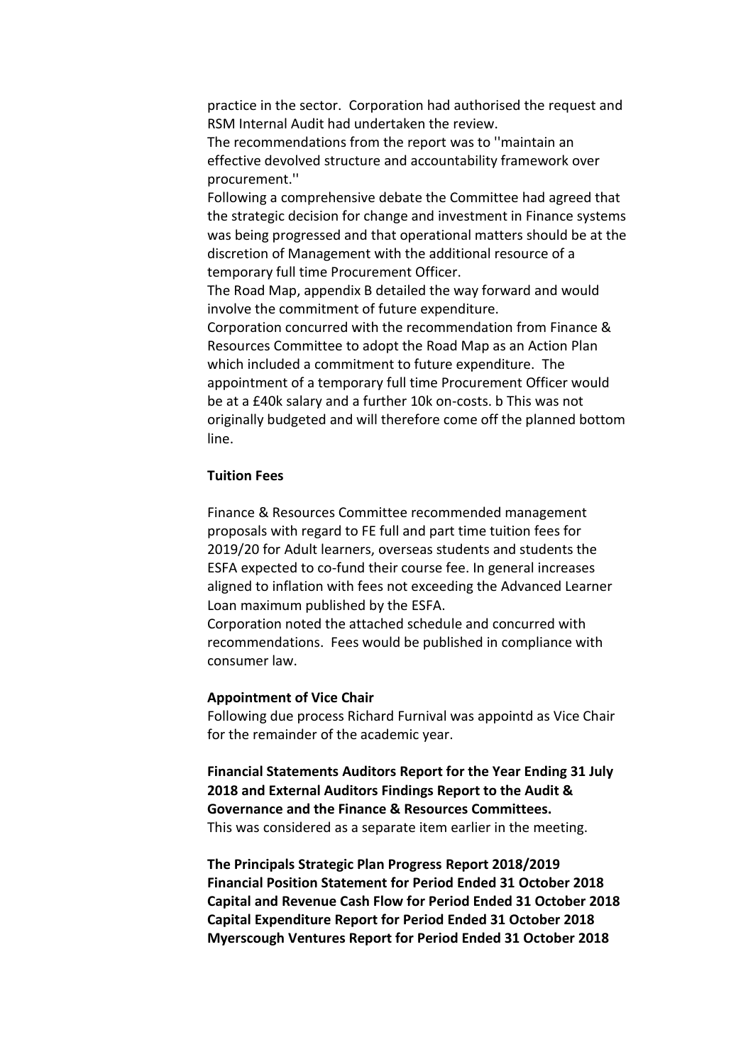practice in the sector. Corporation had authorised the request and RSM Internal Audit had undertaken the review.
The recommendations from the report was to ''maintain an effective devolved structure and accountability framework over procurement.''
Following a comprehensive debate the Committee had agreed that the strategic decision for change and investment in Finance systems was being progressed and that operational matters should be at the discretion of Management with the additional resource of a temporary full time Procurement Officer.
The Road Map, appendix B detailed the way forward and would involve the commitment of future expenditure.
Corporation concurred with the recommendation from Finance & Resources Committee to adopt the Road Map as an Action Plan which included a commitment to future expenditure. The appointment of a temporary full time Procurement Officer would be at a £40k salary and a further 10k on-costs. b This was not originally budgeted and will therefore come off the planned bottom line.

**Tuition Fees**

Finance & Resources Committee recommended management proposals with regard to FE full and part time tuition fees for 2019/20 for Adult learners, overseas students and students the ESFA expected to co-fund their course fee. In general increases aligned to inflation with fees not exceeding the Advanced Learner Loan maximum published by the ESFA.
Corporation noted the attached schedule and concurred with recommendations. Fees would be published in compliance with consumer law.

**Appointment of Vice Chair**
Following due process Richard Furnival was appointd as Vice Chair for the remainder of the academic year.

**Financial Statements Auditors Report for the Year Ending 31 July 2018 and External Auditors Findings Report to the Audit & Governance and the Finance & Resources Committees.**
This was considered as a separate item earlier in the meeting.

**The Principals Strategic Plan Progress Report 2018/2019**
**Financial Position Statement for Period Ended 31 October 2018**
**Capital and Revenue Cash Flow for Period Ended 31 October 2018**
**Capital Expenditure Report for Period Ended 31 October 2018**
**Myerscough Ventures Report for Period Ended 31 October 2018**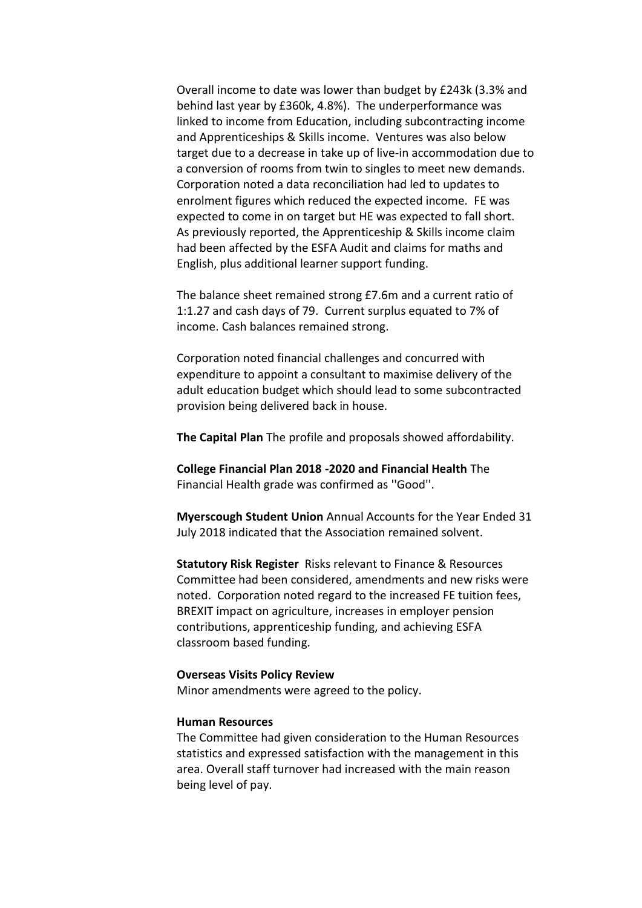Overall income to date was lower than budget by £243k (3.3% and behind last year by £360k, 4.8%). The underperformance was linked to income from Education, including subcontracting income and Apprenticeships & Skills income. Ventures was also below target due to a decrease in take up of live-in accommodation due to a conversion of rooms from twin to singles to meet new demands. Corporation noted a data reconciliation had led to updates to enrolment figures which reduced the expected income. FE was expected to come in on target but HE was expected to fall short. As previously reported, the Apprenticeship & Skills income claim had been affected by the ESFA Audit and claims for maths and English, plus additional learner support funding.

The balance sheet remained strong £7.6m and a current ratio of 1:1.27 and cash days of 79. Current surplus equated to 7% of income. Cash balances remained strong.

Corporation noted financial challenges and concurred with expenditure to appoint a consultant to maximise delivery of the adult education budget which should lead to some subcontracted provision being delivered back in house.

**The Capital Plan** The profile and proposals showed affordability.

**College Financial Plan 2018 -2020 and Financial Health** The Financial Health grade was confirmed as ''Good''.

**Myerscough Student Union** Annual Accounts for the Year Ended 31 July 2018 indicated that the Association remained solvent.

**Statutory Risk Register** Risks relevant to Finance & Resources Committee had been considered, amendments and new risks were noted. Corporation noted regard to the increased FE tuition fees, BREXIT impact on agriculture, increases in employer pension contributions, apprenticeship funding, and achieving ESFA classroom based funding.

**Overseas Visits Policy Review**

Minor amendments were agreed to the policy.

**Human Resources**

The Committee had given consideration to the Human Resources statistics and expressed satisfaction with the management in this area. Overall staff turnover had increased with the main reason being level of pay.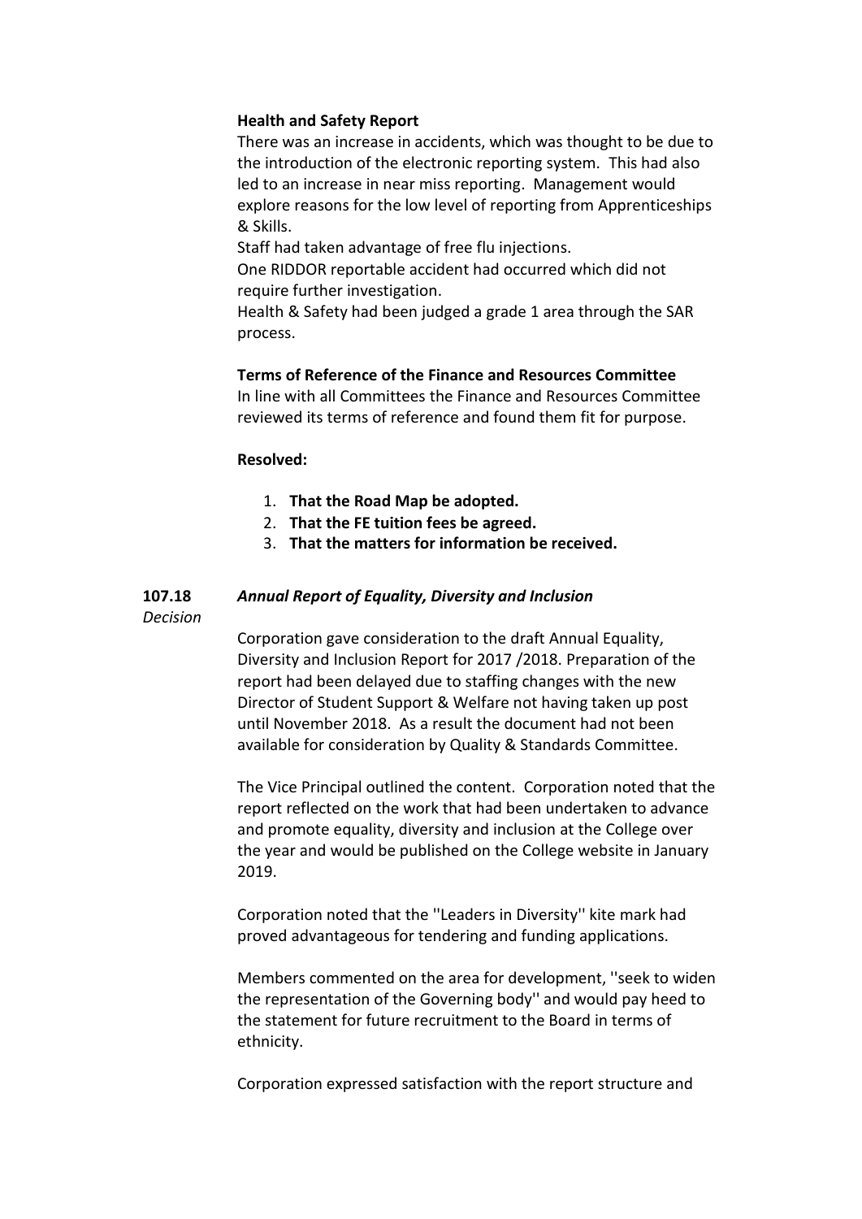**Health and Safety Report**

There was an increase in accidents, which was thought to be due to the introduction of the electronic reporting system. This had also led to an increase in near miss reporting. Management would explore reasons for the low level of reporting from Apprenticeships & Skills.

Staff had taken advantage of free flu injections.

One RIDDOR reportable accident had occurred which did not require further investigation.

Health & Safety had been judged a grade 1 area through the SAR process.

**Terms of Reference of the Finance and Resources Committee**

In line with all Committees the Finance and Resources Committee reviewed its terms of reference and found them fit for purpose.

**Resolved:**

1. **That the Road Map be adopted.**
2. **That the FE tuition fees be agreed.**
3. **That the matters for information be received.**

**107.18** ***Annual Report of Equality, Diversity and Inclusion***

*Decision*

Corporation gave consideration to the draft Annual Equality, Diversity and Inclusion Report for 2017 /2018. Preparation of the report had been delayed due to staffing changes with the new Director of Student Support & Welfare not having taken up post until November 2018. As a result the document had not been available for consideration by Quality & Standards Committee.

The Vice Principal outlined the content. Corporation noted that the report reflected on the work that had been undertaken to advance and promote equality, diversity and inclusion at the College over the year and would be published on the College website in January 2019.

Corporation noted that the ''Leaders in Diversity'' kite mark had proved advantageous for tendering and funding applications.

Members commented on the area for development, ''seek to widen the representation of the Governing body'' and would pay heed to the statement for future recruitment to the Board in terms of ethnicity.

Corporation expressed satisfaction with the report structure and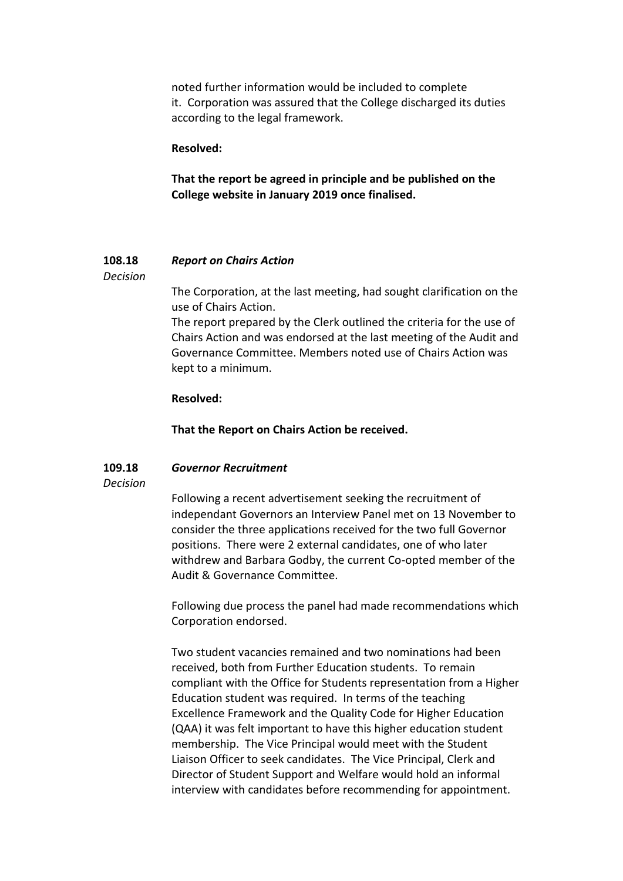noted further information would be included to complete it. Corporation was assured that the College discharged its duties according to the legal framework.

**Resolved:**

**That the report be agreed in principle and be published on the College website in January 2019 once finalised.**

**108.18** ***Report on Chairs Action***

*Decision*

The Corporation, at the last meeting, had sought clarification on the use of Chairs Action.

The report prepared by the Clerk outlined the criteria for the use of Chairs Action and was endorsed at the last meeting of the Audit and Governance Committee. Members noted use of Chairs Action was kept to a minimum.

**Resolved:**

**That the Report on Chairs Action be received.**

**109.18** ***Governor Recruitment***

*Decision*

Following a recent advertisement seeking the recruitment of independant Governors an Interview Panel met on 13 November to consider the three applications received for the two full Governor positions. There were 2 external candidates, one of who later withdrew and Barbara Godby, the current Co-opted member of the Audit & Governance Committee.

Following due process the panel had made recommendations which Corporation endorsed.

Two student vacancies remained and two nominations had been received, both from Further Education students. To remain compliant with the Office for Students representation from a Higher Education student was required. In terms of the teaching Excellence Framework and the Quality Code for Higher Education (QAA) it was felt important to have this higher education student membership. The Vice Principal would meet with the Student Liaison Officer to seek candidates. The Vice Principal, Clerk and Director of Student Support and Welfare would hold an informal interview with candidates before recommending for appointment.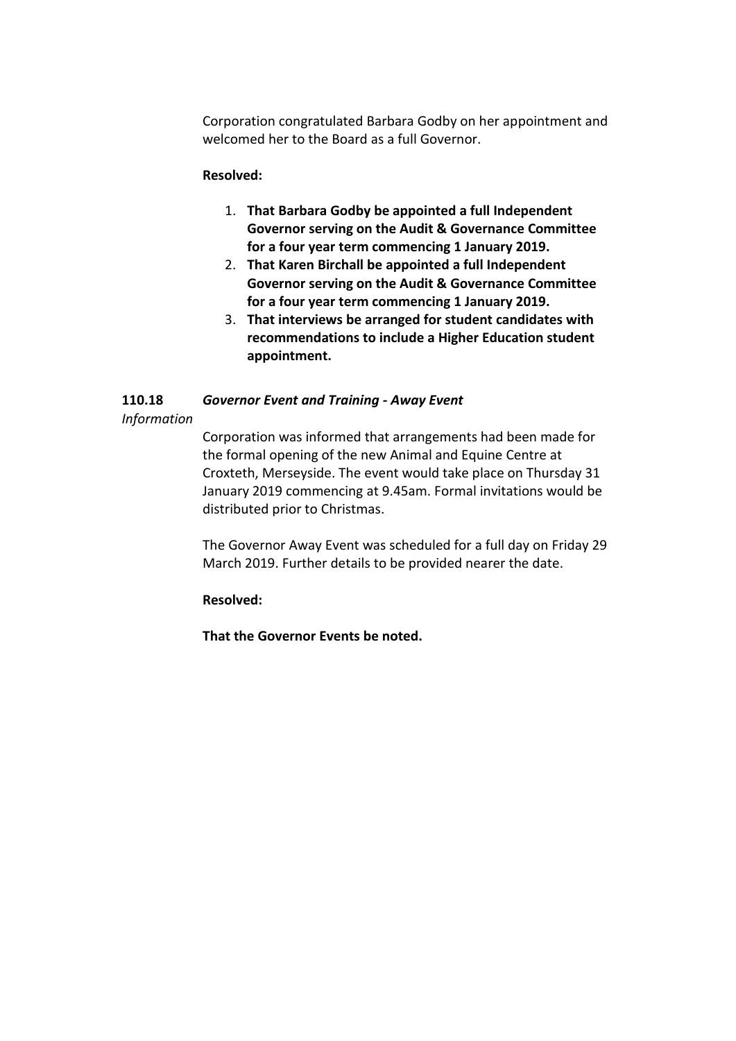Corporation congratulated Barbara Godby on her appointment and welcomed her to the Board as a full Governor.

**Resolved:**

1. **That Barbara Godby be appointed a full Independent Governor serving on the Audit & Governance Committee for a four year term commencing 1 January 2019.**
2. **That Karen Birchall be appointed a full Independent Governor serving on the Audit & Governance Committee for a four year term commencing 1 January 2019.**
3. **That interviews be arranged for student candidates with recommendations to include a Higher Education student appointment.**

**110.18** ***Governor Event and Training - Away Event***

*Information*

Corporation was informed that arrangements had been made for the formal opening of the new Animal and Equine Centre at Croxteth, Merseyside. The event would take place on Thursday 31 January 2019 commencing at 9.45am. Formal invitations would be distributed prior to Christmas.

The Governor Away Event was scheduled for a full day on Friday 29 March 2019. Further details to be provided nearer the date.

**Resolved:**

**That the Governor Events be noted.**